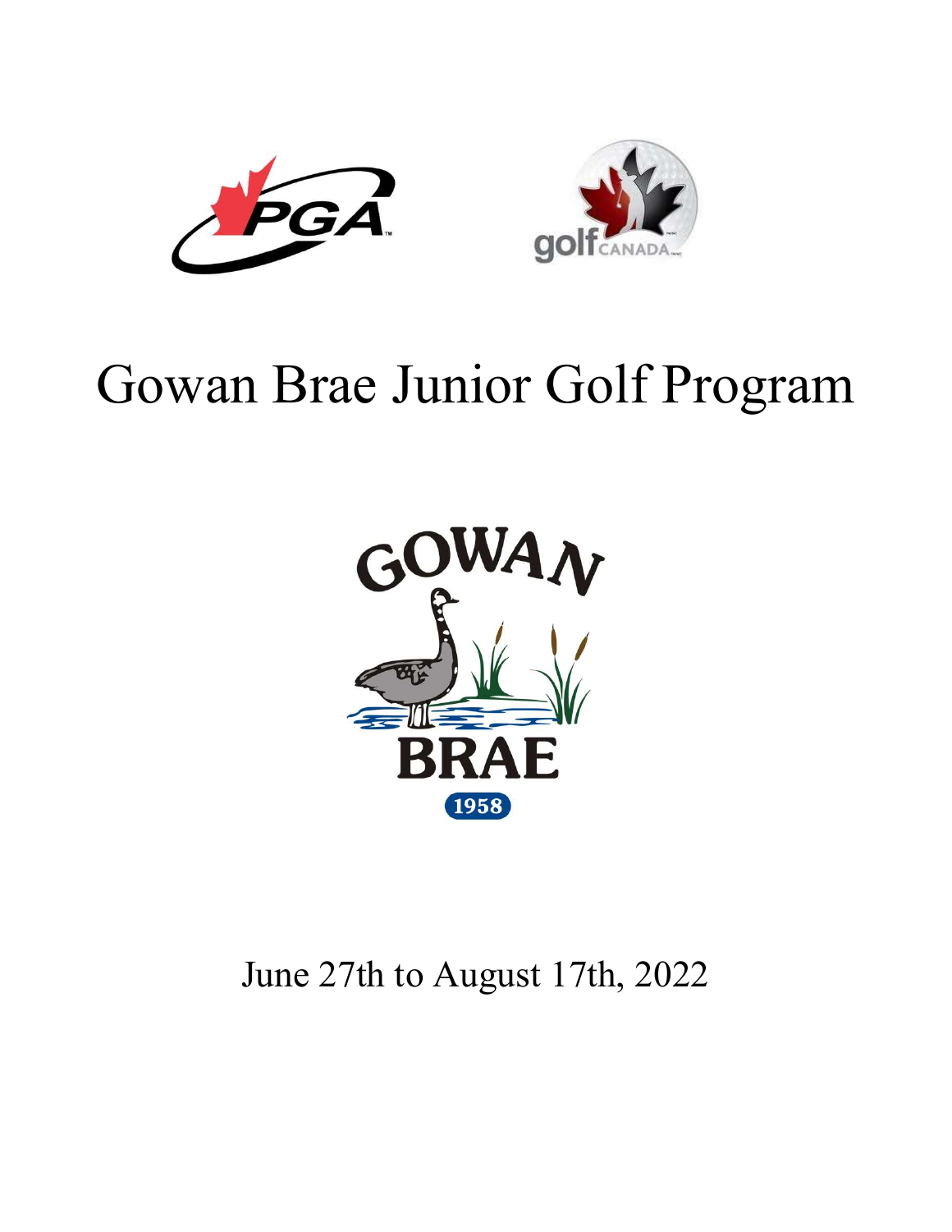# Gowan Brae Junior Golf Program

June 27th to August 17th, 2022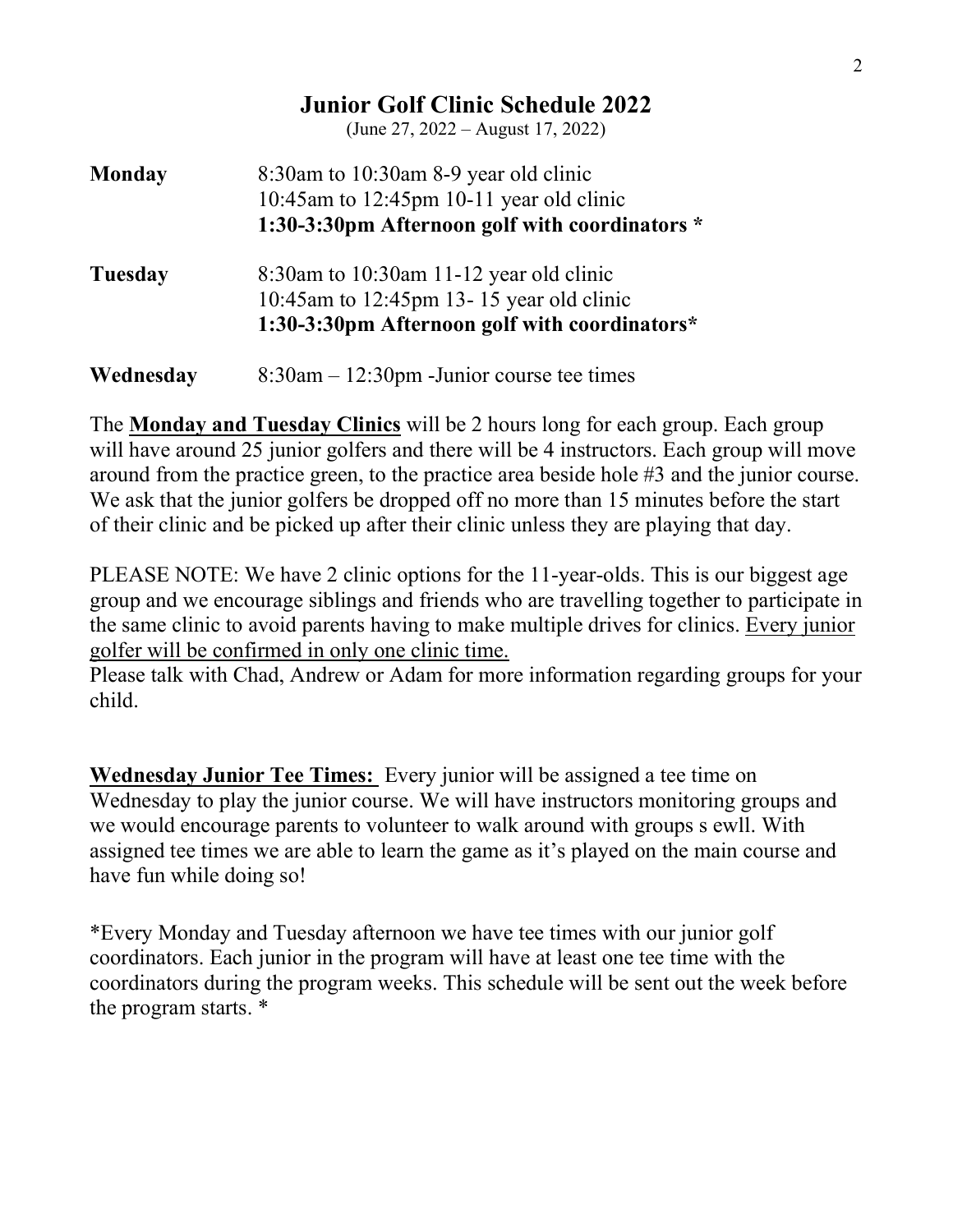## Junior Golf Clinic Schedule 2022

(June 27, 2022 – August 17, 2022)

**Monday**
- 8:30am to 10:30am 8-9 year old clinic
- 10:45am to 12:45pm 10-11 year old clinic
- **1:30-3:30pm Afternoon golf with coordinators ***

**Tuesday**
- 8:30am to 10:30am 11-12 year old clinic
- 10:45am to 12:45pm 13- 15 year old clinic
- **1:30-3:30pm Afternoon golf with coordinators***

**Wednesday**
- 8:30am – 12:30pm -Junior course tee times

The **<u>Monday and Tuesday Clinics</u>** will be 2 hours long for each group. Each group will have around 25 junior golfers and there will be 4 instructors. Each group will move around from the practice green, to the practice area beside hole #3 and the junior course. We ask that the junior golfers be dropped off no more than 15 minutes before the start of their clinic and be picked up after their clinic unless they are playing that day.

PLEASE NOTE: We have 2 clinic options for the 11-year-olds. This is our biggest age group and we encourage siblings and friends who are travelling together to participate in the same clinic to avoid parents having to make multiple drives for clinics. <u>Every junior golfer will be confirmed in only one clinic time.</u>
Please talk with Chad, Andrew or Adam for more information regarding groups for your child.

**<u>Wednesday Junior Tee Times:</u>** Every junior will be assigned a tee time on Wednesday to play the junior course. We will have instructors monitoring groups and we would encourage parents to volunteer to walk around with groups s ewll. With assigned tee times we are able to learn the game as it's played on the main course and have fun while doing so!

*Every Monday and Tuesday afternoon we have tee times with our junior golf coordinators. Each junior in the program will have at least one tee time with the coordinators during the program weeks. This schedule will be sent out the week before the program starts. *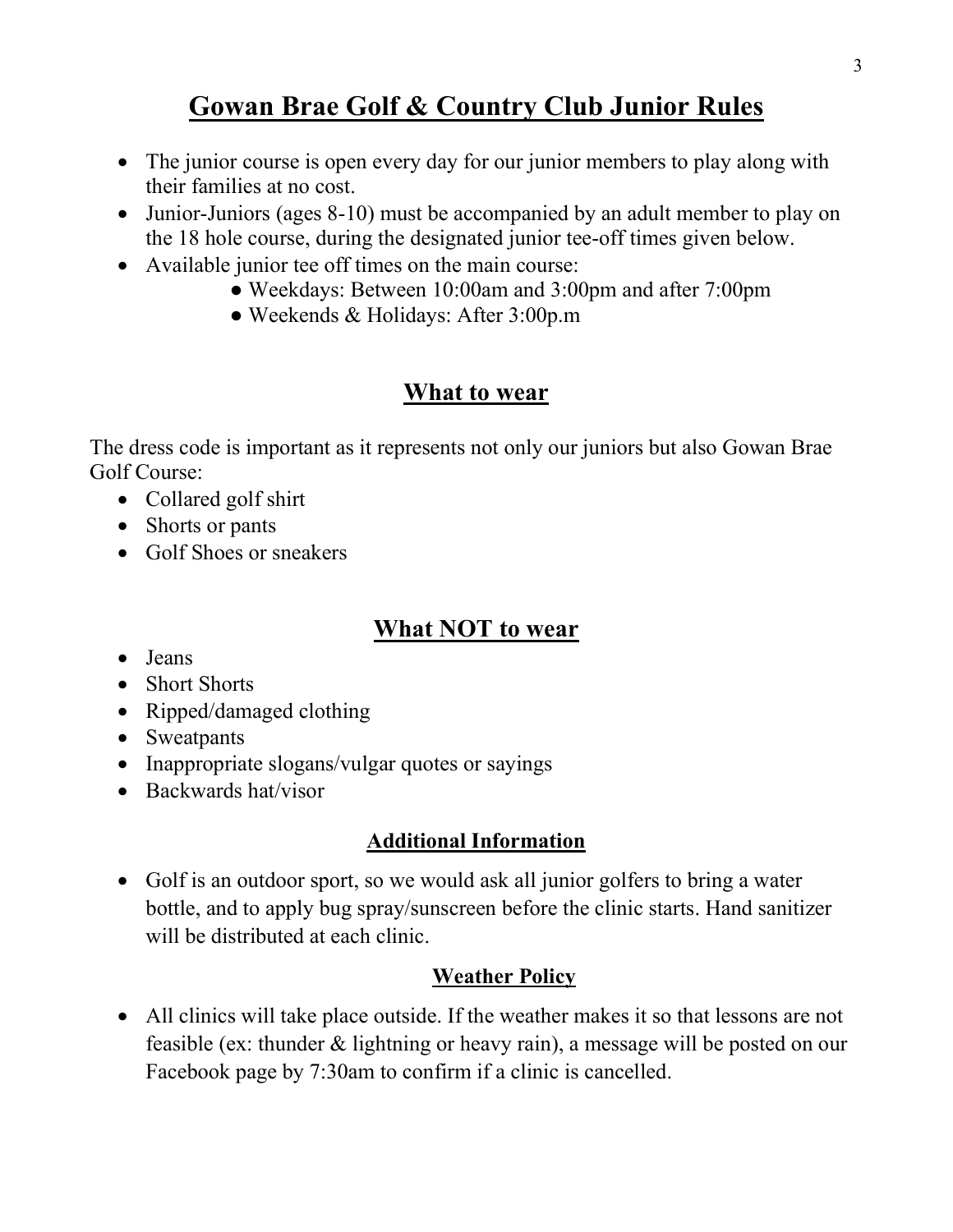# Gowan Brae Golf & Country Club Junior Rules

- The junior course is open every day for our junior members to play along with their families at no cost.
- Junior-Juniors (ages 8-10) must be accompanied by an adult member to play on the 18 hole course, during the designated junior tee-off times given below.
- Available junior tee off times on the main course:
  - Weekdays: Between 10:00am and 3:00pm and after 7:00pm
  - Weekends & Holidays: After 3:00p.m

## What to wear

The dress code is important as it represents not only our juniors but also Gowan Brae Golf Course:

- Collared golf shirt
- Shorts or pants
- Golf Shoes or sneakers

## What NOT to wear

- Jeans
- Short Shorts
- Ripped/damaged clothing
- Sweatpants
- Inappropriate slogans/vulgar quotes or sayings
- Backwards hat/visor

### Additional Information

- Golf is an outdoor sport, so we would ask all junior golfers to bring a water bottle, and to apply bug spray/sunscreen before the clinic starts. Hand sanitizer will be distributed at each clinic.

### Weather Policy

- All clinics will take place outside. If the weather makes it so that lessons are not feasible (ex: thunder & lightning or heavy rain), a message will be posted on our Facebook page by 7:30am to confirm if a clinic is cancelled.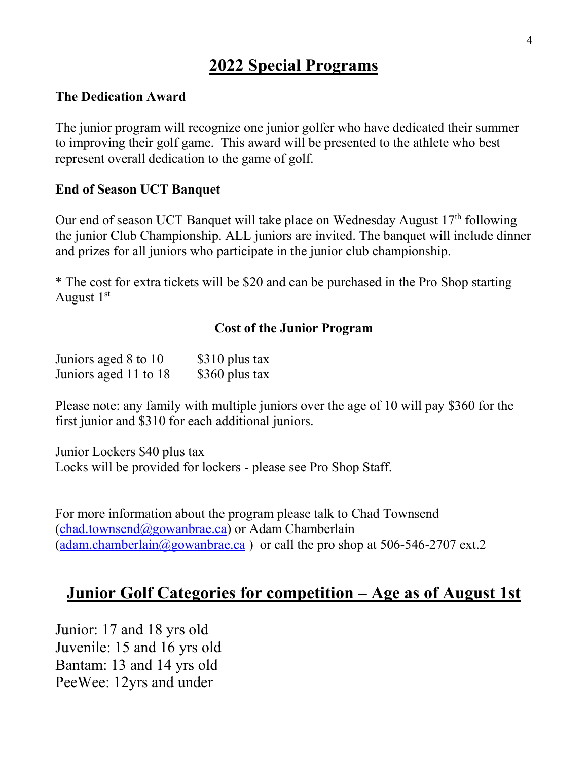# 2022 Special Programs

**The Dedication Award**

The junior program will recognize one junior golfer who have dedicated their summer to improving their golf game. This award will be presented to the athlete who best represent overall dedication to the game of golf.

**End of Season UCT Banquet**

Our end of season UCT Banquet will take place on Wednesday August 17th following the junior Club Championship. ALL juniors are invited. The banquet will include dinner and prizes for all juniors who participate in the junior club championship.

* The cost for extra tickets will be $20 and can be purchased in the Pro Shop starting August 1st

**Cost of the Junior Program**

| | |
|---|---|
| Juniors aged 8 to 10 | $310 plus tax |
| Juniors aged 11 to 18 | $360 plus tax |

Please note: any family with multiple juniors over the age of 10 will pay $360 for the first junior and $310 for each additional juniors.

Junior Lockers $40 plus tax
Locks will be provided for lockers - please see Pro Shop Staff.

For more information about the program please talk to Chad Townsend (chad.townsend@gowanbrae.ca) or Adam Chamberlain (adam.chamberlain@gowanbrae.ca ) or call the pro shop at 506-546-2707 ext.2

## Junior Golf Categories for competition – Age as of August 1st

Junior: 17 and 18 yrs old
Juvenile: 15 and 16 yrs old
Bantam: 13 and 14 yrs old
PeeWee: 12yrs and under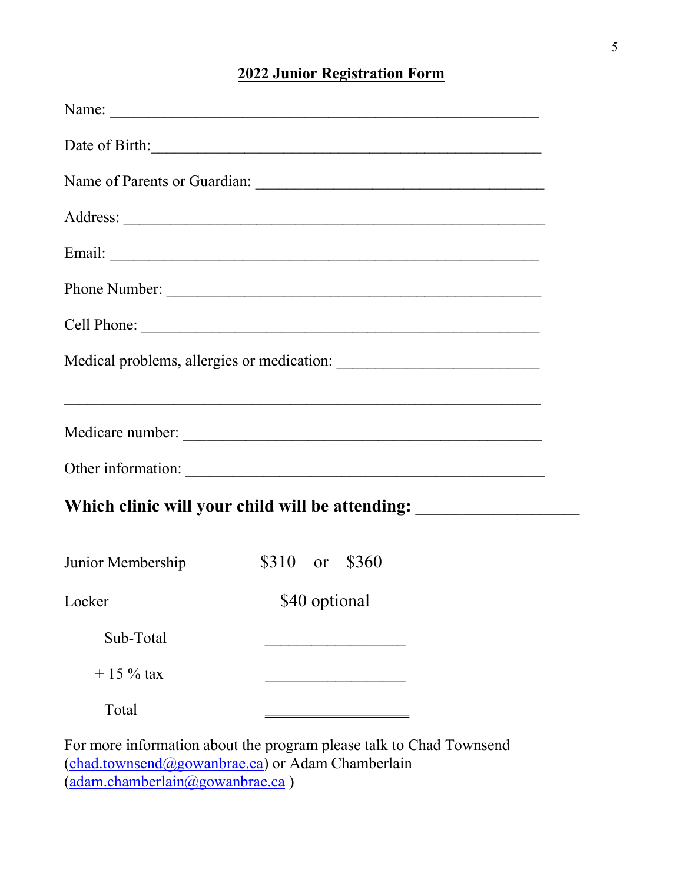# 2022 Junior Registration Form

Name: ______________________________________________________

Date of Birth: ______________________________________________________

Name of Parents or Guardian: ________________________________________

Address: ______________________________________________________

Email: ______________________________________________________

Phone Number: ______________________________________________________

Cell Phone: ______________________________________________________

Medical problems, allergies or medication: ___________________________

______________________________________________________________

Medicare number: ______________________________________________________

Other information: ______________________________________________________

**Which clinic will your child will be attending:** ____________________

| | |
|---|---|
| Junior Membership | $310 or $360 |
| Locker | $40 optional |
| Sub-Total | _________________ |
| + 15 % tax | _________________ |
| Total | _________________ |

For more information about the program please talk to Chad Townsend (chad.townsend@gowanbrae.ca) or Adam Chamberlain (adam.chamberlain@gowanbrae.ca )